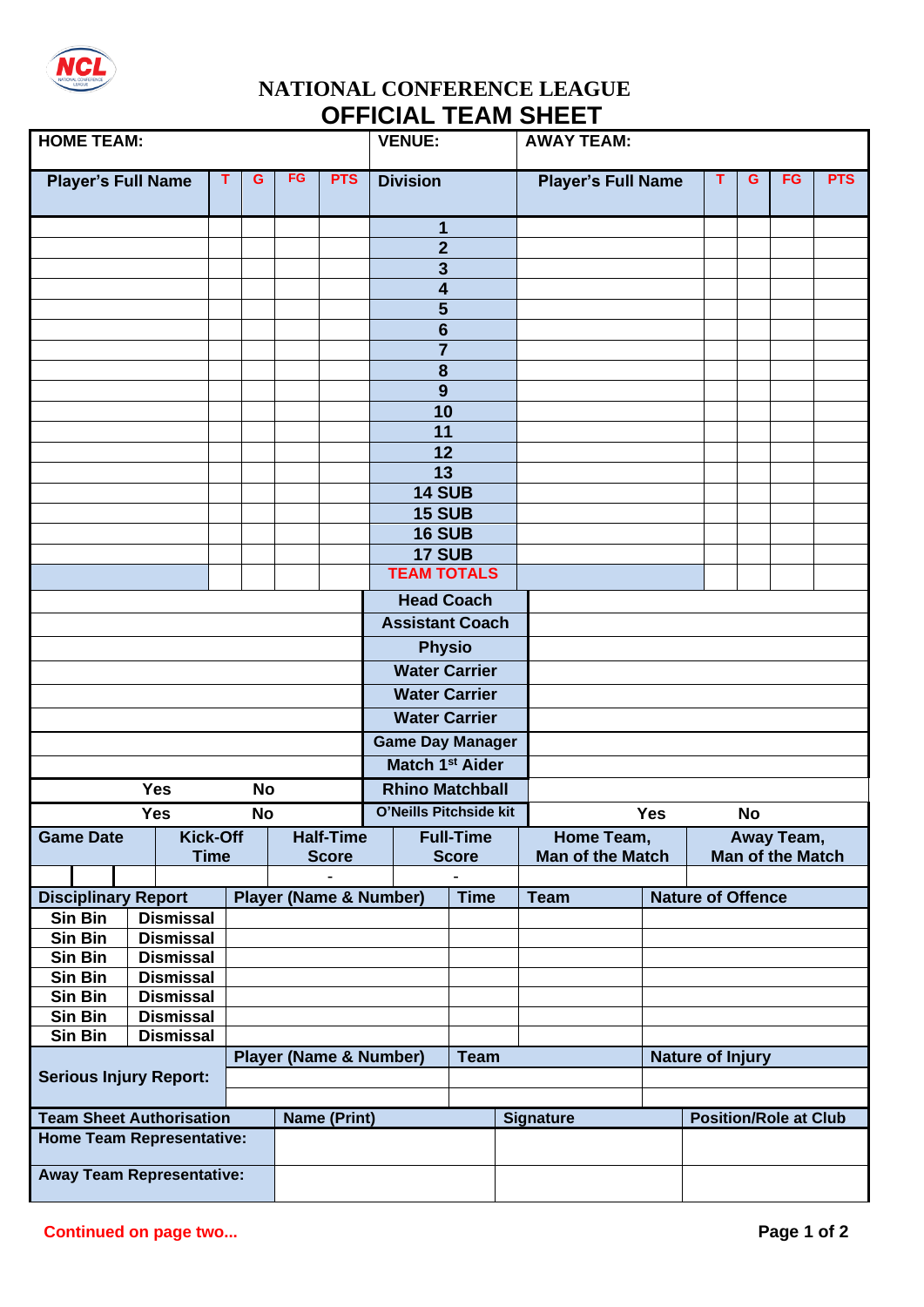# NATIONAL CONFERENCE LEAGUE

## OFFICIAL TEAM SHEET

| HOME TEAM: | | | | | VENUE: | AWAY TEAM: | | | | |
|---|---|---|---|---|---|---|---|---|---|---|
| **Player's Full Name** | **T** | **G** | **FG** | **PTS** | **Division** | **Player's Full Name** | **T** | **G** | **FG** | **PTS** |
| | | | | | **1** | | | | | |
| | | | | | **2** | | | | | |
| | | | | | **3** | | | | | |
| | | | | | **4** | | | | | |
| | | | | | **5** | | | | | |
| | | | | | **6** | | | | | |
| | | | | | **7** | | | | | |
| | | | | | **8** | | | | | |
| | | | | | **9** | | | | | |
| | | | | | **10** | | | | | |
| | | | | | **11** | | | | | |
| | | | | | **12** | | | | | |
| | | | | | **13** | | | | | |
| | | | | | **14 SUB** | | | | | |
| | | | | | **15 SUB** | | | | | |
| | | | | | **16 SUB** | | | | | |
| | | | | | **17 SUB** | | | | | |
| | | | | | **TEAM TOTALS** | | | | | |

| | | | | | |
|---|---|---|---|---|---|
| | | **Head Coach** | | | |
| | | **Assistant Coach** | | | |
| | | **Physio** | | | |
| | | **Water Carrier** | | | |
| | | **Water Carrier** | | | |
| | | **Water Carrier** | | | |
| | | **Game Day Manager** | | | |
| | | **Match 1st Aider** | | | |
| **Yes** | **No** | **Rhino Matchball** | | | |
| **Yes** | **No** | **O'Neills Pitchside kit** | **Yes** | **No** | |

| **Game Date** | **Kick-Off Time** | **Half-Time Score** | **Full-Time Score** | **Home Team, Man of the Match** | **Away Team, Man of the Match** |
|---|---|---|---|---|---|
| | | - | - | | |

| **Disciplinary Report** | | **Player (Name & Number)** | **Time** | **Team** | **Nature of Offence** |
|---|---|---|---|---|---|
| **Sin Bin** | **Dismissal** | | | | |
| **Sin Bin** | **Dismissal** | | | | |
| **Sin Bin** | **Dismissal** | | | | |
| **Sin Bin** | **Dismissal** | | | | |
| **Sin Bin** | **Dismissal** | | | | |
| **Sin Bin** | **Dismissal** | | | | |
| **Sin Bin** | **Dismissal** | | | | |

| **Serious Injury Report:** | **Player (Name & Number)** | **Team** | **Nature of Injury** |
|---|---|---|---|
| | | | |
| | | | |

| **Team Sheet Authorisation** | **Name (Print)** | **Signature** | **Position/Role at Club** |
|---|---|---|---|
| **Home Team Representative:** | | | |
| **Away Team Representative:** | | | |

**Continued on page two...**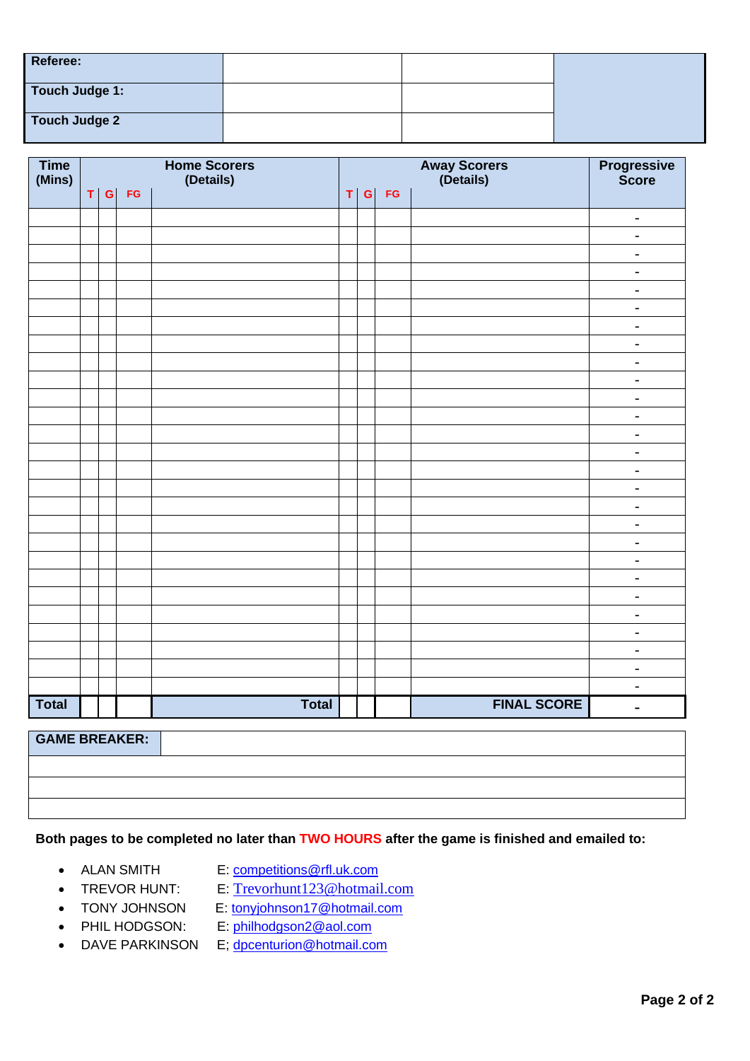| Referee: | | | |
|---|---|---|---|
| Touch Judge 1: | | | |
| Touch Judge 2 | | | |

| Time (Mins) | Home Scorers (Details) | | | | Away Scorers (Details) | | | | Progressive Score |
|---|---|---|---|---|---|---|---|---|---|
| | T | G | FG | | T | G | FG | | |
| | | | | | | | | | - |
| | | | | | | | | | - |
| | | | | | | | | | - |
| | | | | | | | | | - |
| | | | | | | | | | - |
| | | | | | | | | | - |
| | | | | | | | | | - |
| | | | | | | | | | - |
| | | | | | | | | | - |
| | | | | | | | | | - |
| | | | | | | | | | - |
| | | | | | | | | | - |
| | | | | | | | | | - |
| | | | | | | | | | - |
| | | | | | | | | | - |
| | | | | | | | | | - |
| | | | | | | | | | - |
| | | | | | | | | | - |
| | | | | | | | | | - |
| | | | | | | | | | - |
| | | | | | | | | | - |
| | | | | | | | | | - |
| | | | | | | | | | - |
| | | | | | | | | | - |
| | | | | | | | | | - |
| | | | | | | | | | - |
| | | | | | | | | | - |
| Total | | | | Total | | | | FINAL SCORE | - |

| GAME BREAKER: | |
|---|---|
| | |
| | |
| | |

**Both pages to be completed no later than TWO HOURS after the game is finished and emailed to:**

- ALAN SMITH E: competitions@rfl.uk.com
- TREVOR HUNT: E: Trevorhunt123@hotmail.com
- TONY JOHNSON E: tonyjohnson17@hotmail.com
- PHIL HODGSON: E: philhodgson2@aol.com
- DAVE PARKINSON E; dpcenturion@hotmail.com